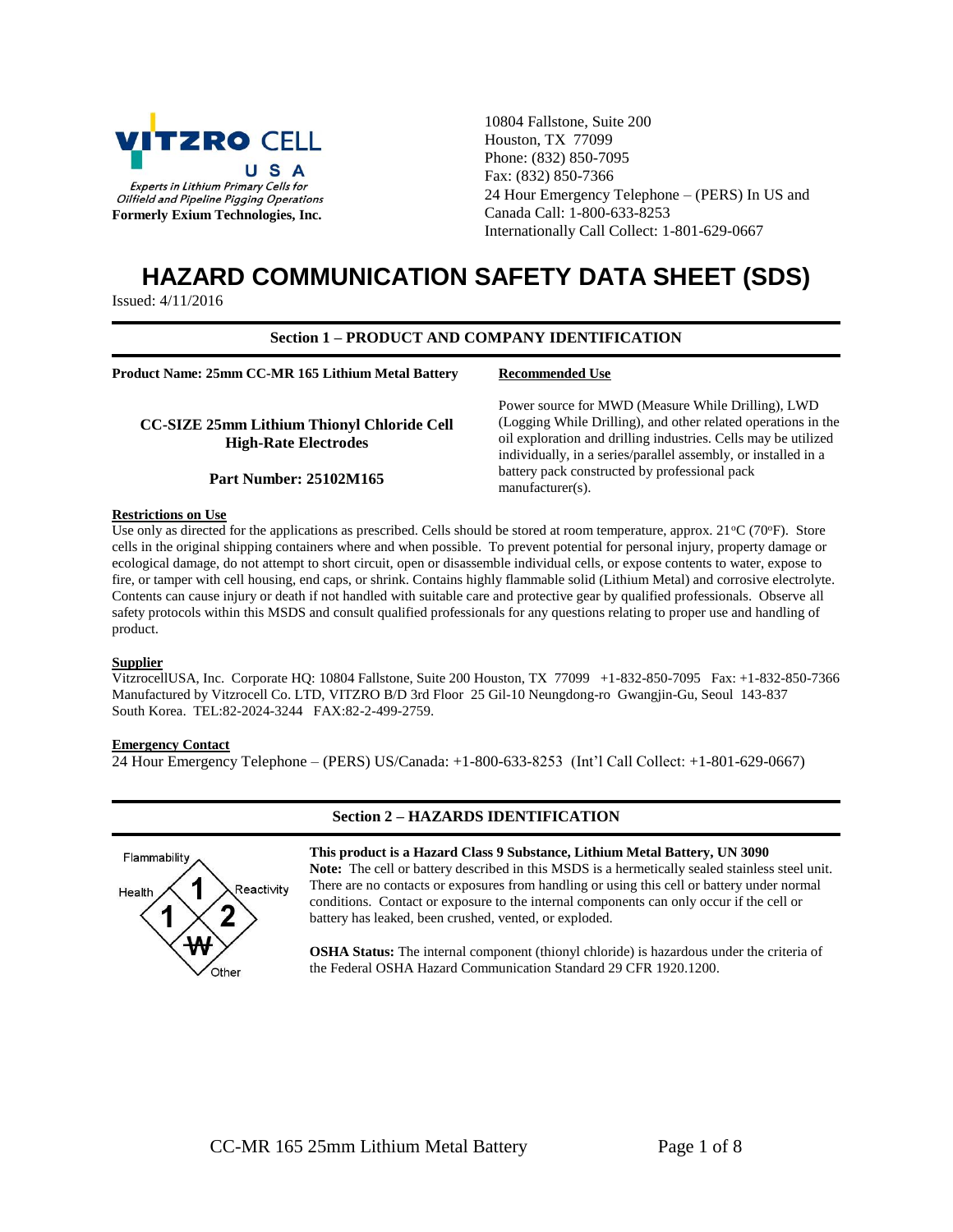VITZRO CELL USA

*Experts in Lithium Primary Cells for Oilfield and Pipeline Pigging Operations*

**Formerly Exium Technologies, Inc.**

10804 Fallstone, Suite 200
Houston, TX 77099
Phone: (832) 850-7095
Fax: (832) 850-7366
24 Hour Emergency Telephone – (PERS) In US and Canada Call: 1-800-633-8253
Internationally Call Collect: 1-801-629-0667

# HAZARD COMMUNICATION SAFETY DATA SHEET (SDS)

Issued: 4/11/2016

## Section 1 – PRODUCT AND COMPANY IDENTIFICATION

**Product Name: 25mm CC-MR 165 Lithium Metal Battery**

**CC-SIZE 25mm Lithium Thionyl Chloride Cell High-Rate Electrodes**

**Part Number: 25102M165**

**Recommended Use**

Power source for MWD (Measure While Drilling), LWD (Logging While Drilling), and other related operations in the oil exploration and drilling industries. Cells may be utilized individually, in a series/parallel assembly, or installed in a battery pack constructed by professional pack manufacturer(s).

**Restrictions on Use**

Use only as directed for the applications as prescribed. Cells should be stored at room temperature, approx. 21°C (70°F). Store cells in the original shipping containers where and when possible. To prevent potential for personal injury, property damage or ecological damage, do not attempt to short circuit, open or disassemble individual cells, or expose contents to water, expose to fire, or tamper with cell housing, end caps, or shrink. Contains highly flammable solid (Lithium Metal) and corrosive electrolyte. Contents can cause injury or death if not handled with suitable care and protective gear by qualified professionals. Observe all safety protocols within this MSDS and consult qualified professionals for any questions relating to proper use and handling of product.

**Supplier**

VitzrocellUSA, Inc. Corporate HQ: 10804 Fallstone, Suite 200 Houston, TX 77099 +1-832-850-7095 Fax: +1-832-850-7366
Manufactured by Vitzrocell Co. LTD, VITZRO B/D 3rd Floor 25 Gil-10 Neungdong-ro Gwangjin-Gu, Seoul 143-837 South Korea. TEL:82-2024-3244 FAX:82-2-499-2759.

**Emergency Contact**

24 Hour Emergency Telephone – (PERS) US/Canada: +1-800-633-8253 (Int'l Call Collect: +1-801-629-0667)

## Section 2 – HAZARDS IDENTIFICATION

Flammability: 1
Health: 1
Reactivity: 2
Other: W

**This product is a Hazard Class 9 Substance, Lithium Metal Battery, UN 3090**

**Note:** The cell or battery described in this MSDS is a hermetically sealed stainless steel unit. There are no contacts or exposures from handling or using this cell or battery under normal conditions. Contact or exposure to the internal components can only occur if the cell or battery has leaked, been crushed, vented, or exploded.

**OSHA Status:** The internal component (thionyl chloride) is hazardous under the criteria of the Federal OSHA Hazard Communication Standard 29 CFR 1920.1200.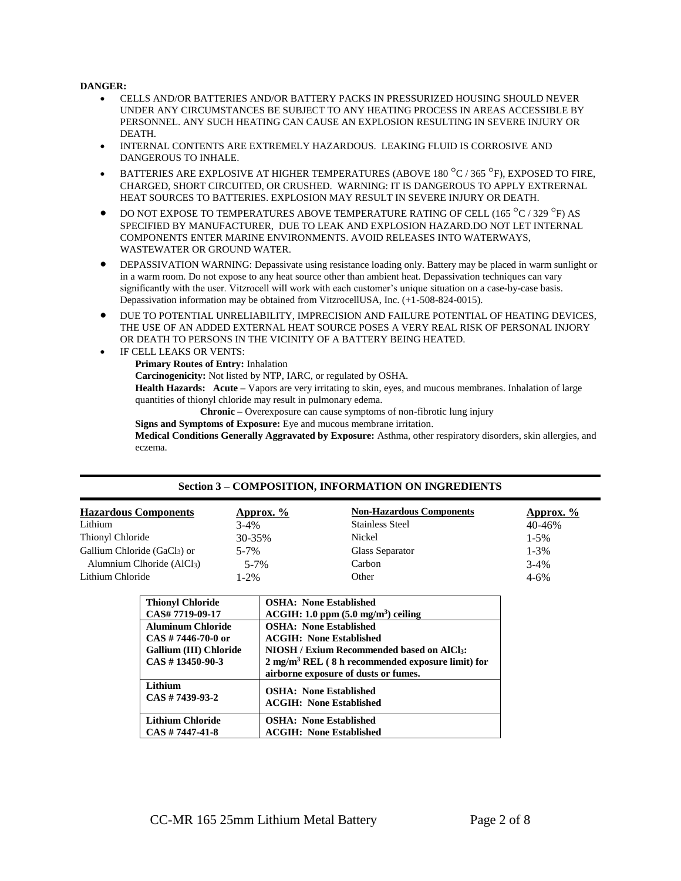**DANGER:**

- CELLS AND/OR BATTERIES AND/OR BATTERY PACKS IN PRESSURIZED HOUSING SHOULD NEVER UNDER ANY CIRCUMSTANCES BE SUBJECT TO ANY HEATING PROCESS IN AREAS ACCESSIBLE BY PERSONNEL. ANY SUCH HEATING CAN CAUSE AN EXPLOSION RESULTING IN SEVERE INJURY OR DEATH.
- INTERNAL CONTENTS ARE EXTREMELY HAZARDOUS. LEAKING FLUID IS CORROSIVE AND DANGEROUS TO INHALE.
- BATTERIES ARE EXPLOSIVE AT HIGHER TEMPERATURES (ABOVE 180 °C / 365 °F), EXPOSED TO FIRE, CHARGED, SHORT CIRCUITED, OR CRUSHED. WARNING: IT IS DANGEROUS TO APPLY EXTRERNAL HEAT SOURCES TO BATTERIES. EXPLOSION MAY RESULT IN SEVERE INJURY OR DEATH.
- DO NOT EXPOSE TO TEMPERATURES ABOVE TEMPERATURE RATING OF CELL (165 °C / 329 °F) AS SPECIFIED BY MANUFACTURER, DUE TO LEAK AND EXPLOSION HAZARD.DO NOT LET INTERNAL COMPONENTS ENTER MARINE ENVIRONMENTS. AVOID RELEASES INTO WATERWAYS, WASTEWATER OR GROUND WATER.
- DEPASSIVATION WARNING: Depassivate using resistance loading only. Battery may be placed in warm sunlight or in a warm room. Do not expose to any heat source other than ambient heat. Depassivation techniques can vary significantly with the user. Vitzrocell will work with each customer's unique situation on a case-by-case basis. Depassivation information may be obtained from VitzrocellUSA, Inc. (+1-508-824-0015).
- DUE TO POTENTIAL UNRELIABILITY, IMPRECISION AND FAILURE POTENTIAL OF HEATING DEVICES, THE USE OF AN ADDED EXTERNAL HEAT SOURCE POSES A VERY REAL RISK OF PERSONAL INJORY OR DEATH TO PERSONS IN THE VICINITY OF A BATTERY BEING HEATED.
- IF CELL LEAKS OR VENTS:

  **Primary Routes of Entry:** Inhalation

  **Carcinogenicity:** Not listed by NTP, IARC, or regulated by OSHA.

  **Health Hazards: Acute –** Vapors are very irritating to skin, eyes, and mucous membranes. Inhalation of large quantities of thionyl chloride may result in pulmonary edema.

  **Chronic –** Overexposure can cause symptoms of non-fibrotic lung injury

  **Signs and Symptoms of Exposure:** Eye and mucous membrane irritation.

  **Medical Conditions Generally Aggravated by Exposure:** Asthma, other respiratory disorders, skin allergies, and eczema.

## Section 3 – COMPOSITION, INFORMATION ON INGREDIENTS

| Hazardous Components | Approx. % | Non-Hazardous Components | Approx. % |
|---|---|---|---|
| Lithium | 3-4% | Stainless Steel | 40-46% |
| Thionyl Chloride | 30-35% | Nickel | 1-5% |
| Gallium Chloride ($GaCl_3$) or | 5-7% | Glass Separator | 1-3% |
| Alumnium Clhoride ($AlCl_3$) | 5-7% | Carbon | 3-4% |
| Lithium Chloride | 1-2% | Other | 4-6% |

| | |
|---|---|
| **Thionyl Chloride<br>CAS# 7719-09-17** | **OSHA: None Established<br>ACGIH: 1.0 ppm (5.0 mg/m³) ceiling** |
| **Aluminum Chloride<br>CAS # 7446-70-0 or<br>Gallium (III) Chloride<br>CAS # 13450-90-3** | **OSHA: None Established<br>ACGIH: None Established<br>NIOSH / Exium Recommended based on $AlCl_3$:<br>2 mg/m³ REL ( 8 h recommended exposure limit) for airborne exposure of dusts or fumes.** |
| **Lithium<br>CAS # 7439-93-2** | **OSHA: None Established<br>ACGIH: None Established** |
| **Lithium Chloride<br>CAS # 7447-41-8** | **OSHA: None Established<br>ACGIH: None Established** |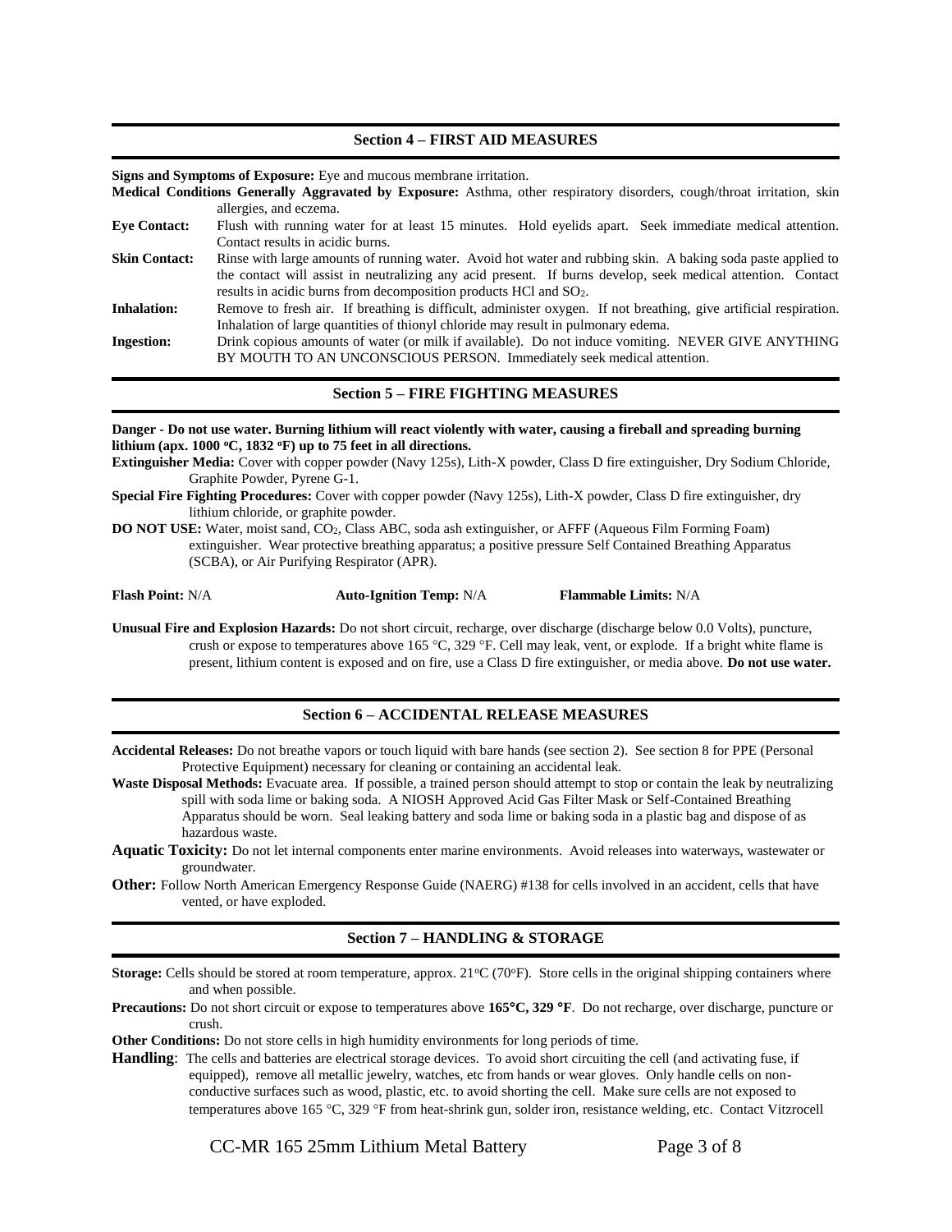## Section 4 – FIRST AID MEASURES

**Signs and Symptoms of Exposure:** Eye and mucous membrane irritation.

**Medical Conditions Generally Aggravated by Exposure:** Asthma, other respiratory disorders, cough/throat irritation, skin allergies, and eczema.

**Eye Contact:** Flush with running water for at least 15 minutes. Hold eyelids apart. Seek immediate medical attention. Contact results in acidic burns.

**Skin Contact:** Rinse with large amounts of running water. Avoid hot water and rubbing skin. A baking soda paste applied to the contact will assist in neutralizing any acid present. If burns develop, seek medical attention. Contact results in acidic burns from decomposition products HCl and $SO_2$.

**Inhalation:** Remove to fresh air. If breathing is difficult, administer oxygen. If not breathing, give artificial respiration. Inhalation of large quantities of thionyl chloride may result in pulmonary edema.

**Ingestion:** Drink copious amounts of water (or milk if available). Do not induce vomiting. NEVER GIVE ANYTHING BY MOUTH TO AN UNCONSCIOUS PERSON. Immediately seek medical attention.

## Section 5 – FIRE FIGHTING MEASURES

**Danger - Do not use water. Burning lithium will react violently with water, causing a fireball and spreading burning lithium (apx. 1000 ºC, 1832 ºF) up to 75 feet in all directions.**

**Extinguisher Media:** Cover with copper powder (Navy 125s), Lith-X powder, Class D fire extinguisher, Dry Sodium Chloride, Graphite Powder, Pyrene G-1.

**Special Fire Fighting Procedures:** Cover with copper powder (Navy 125s), Lith-X powder, Class D fire extinguisher, dry lithium chloride, or graphite powder.

**DO NOT USE:** Water, moist sand, $CO_2$, Class ABC, soda ash extinguisher, or AFFF (Aqueous Film Forming Foam) extinguisher. Wear protective breathing apparatus; a positive pressure Self Contained Breathing Apparatus (SCBA), or Air Purifying Respirator (APR).

**Flash Point:** N/A  **Auto-Ignition Temp:** N/A  **Flammable Limits:** N/A

**Unusual Fire and Explosion Hazards:** Do not short circuit, recharge, over discharge (discharge below 0.0 Volts), puncture, crush or expose to temperatures above 165 °C, 329 °F. Cell may leak, vent, or explode. If a bright white flame is present, lithium content is exposed and on fire, use a Class D fire extinguisher, or media above. **Do not use water.**

## Section 6 – ACCIDENTAL RELEASE MEASURES

**Accidental Releases:** Do not breathe vapors or touch liquid with bare hands (see section 2). See section 8 for PPE (Personal Protective Equipment) necessary for cleaning or containing an accidental leak.

**Waste Disposal Methods:** Evacuate area. If possible, a trained person should attempt to stop or contain the leak by neutralizing spill with soda lime or baking soda. A NIOSH Approved Acid Gas Filter Mask or Self-Contained Breathing Apparatus should be worn. Seal leaking battery and soda lime or baking soda in a plastic bag and dispose of as hazardous waste.

**Aquatic Toxicity:** Do not let internal components enter marine environments. Avoid releases into waterways, wastewater or groundwater.

**Other:** Follow North American Emergency Response Guide (NAERG) #138 for cells involved in an accident, cells that have vented, or have exploded.

## Section 7 – HANDLING & STORAGE

**Storage:** Cells should be stored at room temperature, approx. 21ºC (70ºF). Store cells in the original shipping containers where and when possible.

**Precautions:** Do not short circuit or expose to temperatures above **165°C, 329 °F**. Do not recharge, over discharge, puncture or crush.

**Other Conditions:** Do not store cells in high humidity environments for long periods of time.

**Handling**: The cells and batteries are electrical storage devices. To avoid short circuiting the cell (and activating fuse, if equipped), remove all metallic jewelry, watches, etc from hands or wear gloves. Only handle cells on non-conductive surfaces such as wood, plastic, etc. to avoid shorting the cell. Make sure cells are not exposed to temperatures above 165 °C, 329 °F from heat-shrink gun, solder iron, resistance welding, etc. Contact Vitzrocell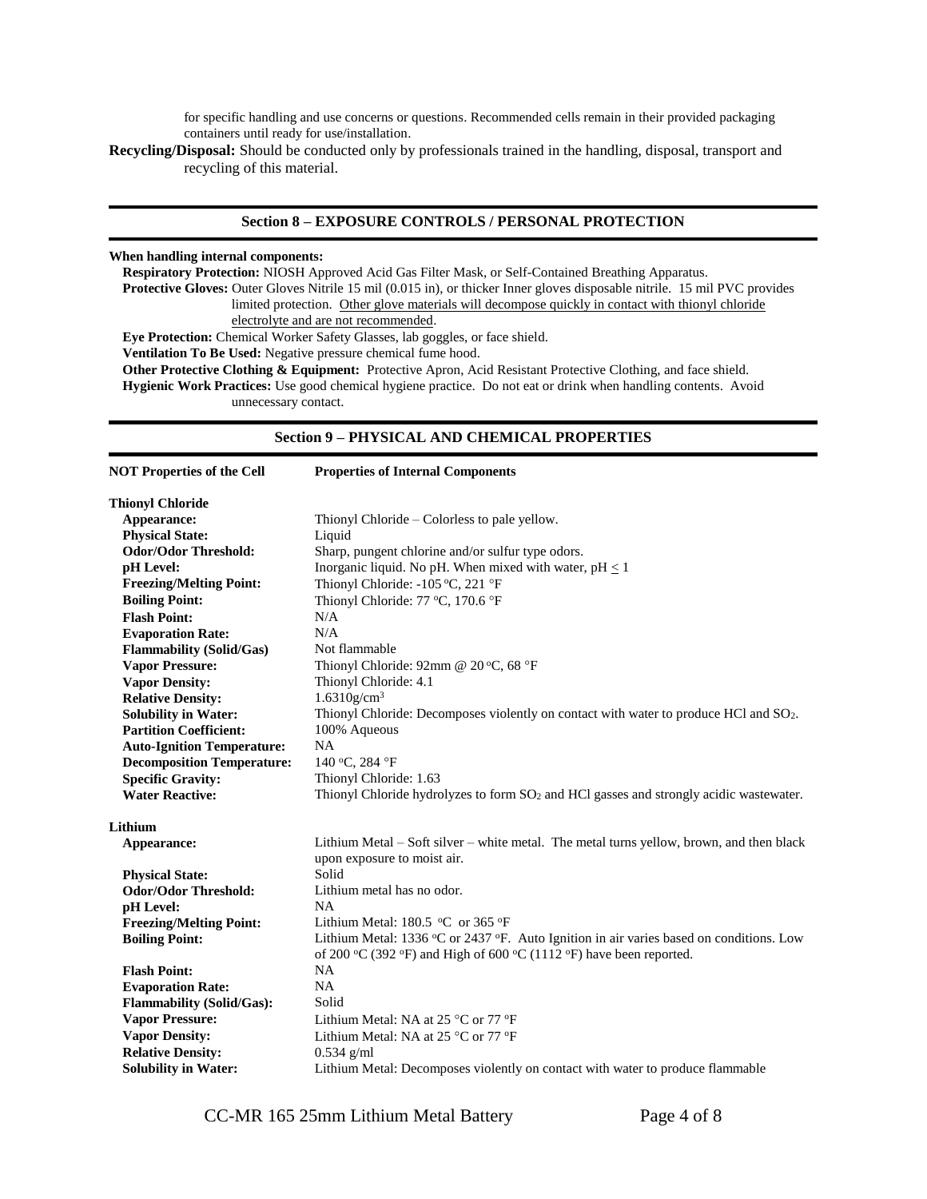for specific handling and use concerns or questions. Recommended cells remain in their provided packaging containers until ready for use/installation.

**Recycling/Disposal:** Should be conducted only by professionals trained in the handling, disposal, transport and recycling of this material.

## Section 8 – EXPOSURE CONTROLS / PERSONAL PROTECTION

**When handling internal components:**

**Respiratory Protection:** NIOSH Approved Acid Gas Filter Mask, or Self-Contained Breathing Apparatus.

**Protective Gloves:** Outer Gloves Nitrile 15 mil (0.015 in), or thicker Inner gloves disposable nitrile. 15 mil PVC provides limited protection. Other glove materials will decompose quickly in contact with thionyl chloride electrolyte and are not recommended.

**Eye Protection:** Chemical Worker Safety Glasses, lab goggles, or face shield.

**Ventilation To Be Used:** Negative pressure chemical fume hood.

**Other Protective Clothing & Equipment:** Protective Apron, Acid Resistant Protective Clothing, and face shield.

**Hygienic Work Practices:** Use good chemical hygiene practice. Do not eat or drink when handling contents. Avoid unnecessary contact.

## Section 9 – PHYSICAL AND CHEMICAL PROPERTIES

| NOT Properties of the Cell | Properties of Internal Components |
|---|---|
| **Thionyl Chloride** | |
| **Appearance:** | Thionyl Chloride – Colorless to pale yellow. |
| **Physical State:** | Liquid |
| **Odor/Odor Threshold:** | Sharp, pungent chlorine and/or sulfur type odors. |
| **pH Level:** | Inorganic liquid. No pH. When mixed with water, pH $\leq$ 1 |
| **Freezing/Melting Point:** | Thionyl Chloride: -105 °C, 221 °F |
| **Boiling Point:** | Thionyl Chloride: 77 °C, 170.6 °F |
| **Flash Point:** | N/A |
| **Evaporation Rate:** | N/A |
| **Flammability (Solid/Gas)** | Not flammable |
| **Vapor Pressure:** | Thionyl Chloride: 92mm @ 20 °C, 68 °F |
| **Vapor Density:** | Thionyl Chloride: 4.1 |
| **Relative Density:** | 1.6310g/cm$^3$ |
| **Solubility in Water:** | Thionyl Chloride: Decomposes violently on contact with water to produce HCl and $SO_2$. |
| **Partition Coefficient:** | 100% Aqueous |
| **Auto-Ignition Temperature:** | NA |
| **Decomposition Temperature:** | 140 °C, 284 °F |
| **Specific Gravity:** | Thionyl Chloride: 1.63 |
| **Water Reactive:** | Thionyl Chloride hydrolyzes to form $SO_2$ and HCl gasses and strongly acidic wastewater. |
| **Lithium** | |
| **Appearance:** | Lithium Metal – Soft silver – white metal. The metal turns yellow, brown, and then black upon exposure to moist air. |
| **Physical State:** | Solid |
| **Odor/Odor Threshold:** | Lithium metal has no odor. |
| **pH Level:** | NA |
| **Freezing/Melting Point:** | Lithium Metal: 180.5 °C or 365 °F |
| **Boiling Point:** | Lithium Metal: 1336 °C or 2437 °F. Auto Ignition in air varies based on conditions. Low of 200 °C (392 °F) and High of 600 °C (1112 °F) have been reported. |
| **Flash Point:** | NA |
| **Evaporation Rate:** | NA |
| **Flammability (Solid/Gas):** | Solid |
| **Vapor Pressure:** | Lithium Metal: NA at 25 °C or 77 °F |
| **Vapor Density:** | Lithium Metal: NA at 25 °C or 77 °F |
| **Relative Density:** | 0.534 g/ml |
| **Solubility in Water:** | Lithium Metal: Decomposes violently on contact with water to produce flammable |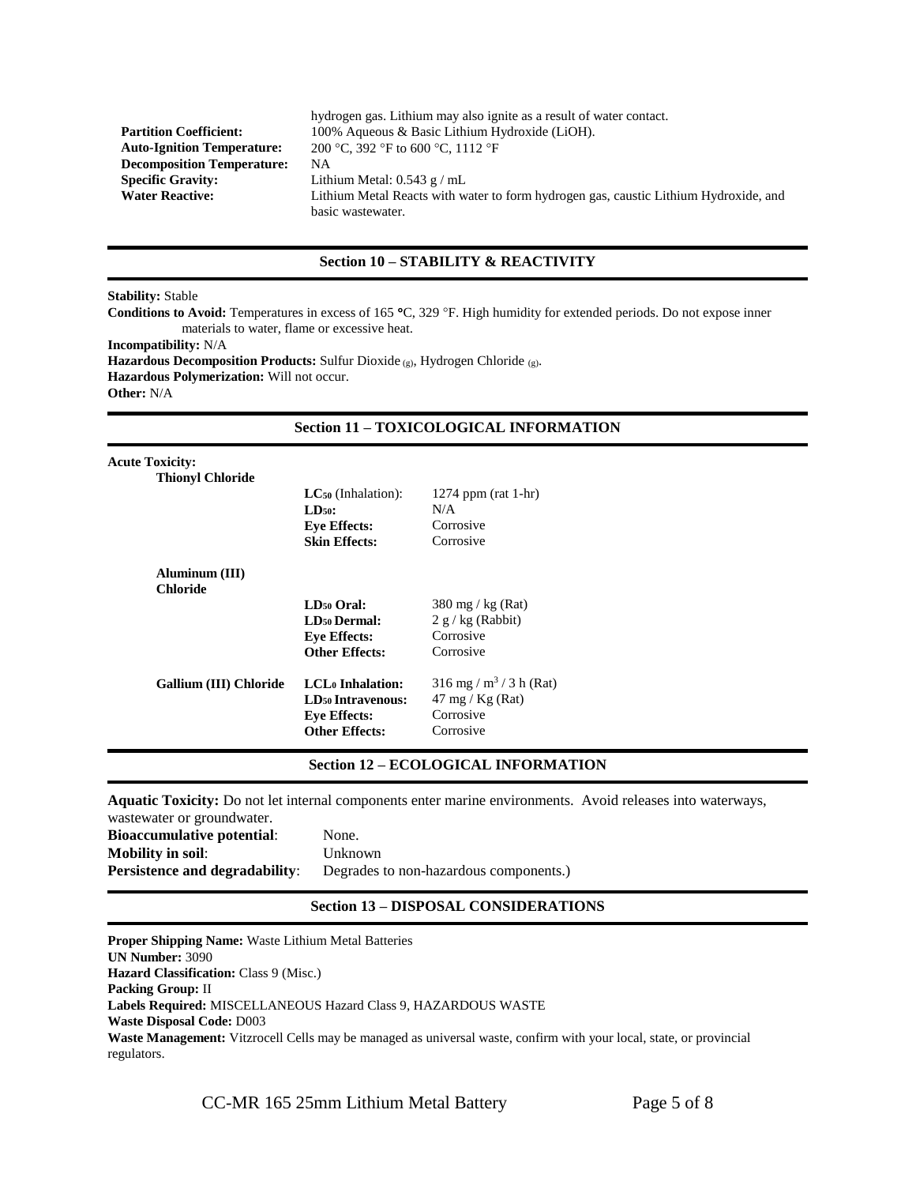| | |
|---|---|
| | hydrogen gas. Lithium may also ignite as a result of water contact. |
| **Partition Coefficient:** | 100% Aqueous & Basic Lithium Hydroxide (LiOH). |
| **Auto-Ignition Temperature:** | 200 °C, 392 °F to 600 °C, 1112 °F |
| **Decomposition Temperature:** | NA |
| **Specific Gravity:** | Lithium Metal: 0.543 g / mL |
| **Water Reactive:** | Lithium Metal Reacts with water to form hydrogen gas, caustic Lithium Hydroxide, and basic wastewater. |

## Section 10 – STABILITY & REACTIVITY

**Stability:** Stable

**Conditions to Avoid:** Temperatures in excess of 165 °C, 329 °F. High humidity for extended periods. Do not expose inner materials to water, flame or excessive heat.

**Incompatibility:** N/A

**Hazardous Decomposition Products:** Sulfur Dioxide $_{(g)}$, Hydrogen Chloride $_{(g)}$.

**Hazardous Polymerization:** Will not occur.

**Other:** N/A

## Section 11 – TOXICOLOGICAL INFORMATION

**Acute Toxicity:**

| Substance | Parameter | Value |
|---|---|---|
| **Thionyl Chloride** | **$LC_{50}$** (Inhalation): | 1274 ppm (rat 1-hr) |
| | **$LD_{50}$:** | N/A |
| | **Eye Effects:** | Corrosive |
| | **Skin Effects:** | Corrosive |
| **Aluminum (III) Chloride** | **$LD_{50}$ Oral:** | 380 mg / kg (Rat) |
| | **$LD_{50}$ Dermal:** | 2 g / kg (Rabbit) |
| | **Eye Effects:** | Corrosive |
| | **Other Effects:** | Corrosive |
| **Gallium (III) Chloride** | **$LCL_0$ Inhalation:** | 316 mg / $m^3$ / 3 h (Rat) |
| | **$LD_{50}$ Intravenous:** | 47 mg / Kg (Rat) |
| | **Eye Effects:** | Corrosive |
| | **Other Effects:** | Corrosive |

## Section 12 – ECOLOGICAL INFORMATION

**Aquatic Toxicity:** Do not let internal components enter marine environments. Avoid releases into waterways, wastewater or groundwater.

| | |
|---|---|
| **Bioaccumulative potential**: | None. |
| **Mobility in soil**: | Unknown |
| **Persistence and degradability**: | Degrades to non-hazardous components.) |

## Section 13 – DISPOSAL CONSIDERATIONS

**Proper Shipping Name:** Waste Lithium Metal Batteries

**UN Number:** 3090

**Hazard Classification:** Class 9 (Misc.)

**Packing Group:** II

**Labels Required:** MISCELLANEOUS Hazard Class 9, HAZARDOUS WASTE

**Waste Disposal Code:** D003

**Waste Management:** Vitzrocell Cells may be managed as universal waste, confirm with your local, state, or provincial regulators.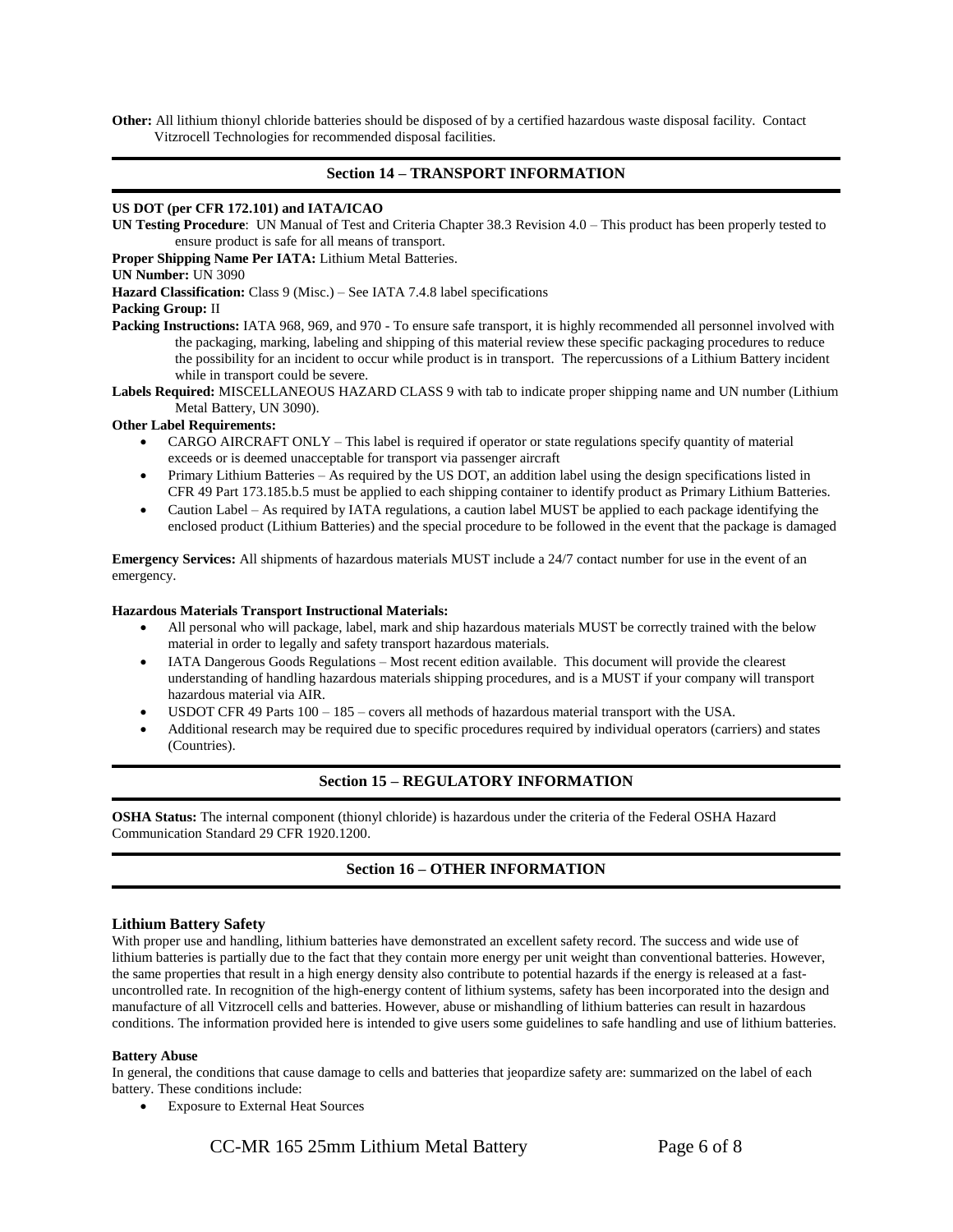**Other:** All lithium thionyl chloride batteries should be disposed of by a certified hazardous waste disposal facility. Contact Vitzrocell Technologies for recommended disposal facilities.

## Section 14 – TRANSPORT INFORMATION

**US DOT (per CFR 172.101) and IATA/ICAO**

**UN Testing Procedure**: UN Manual of Test and Criteria Chapter 38.3 Revision 4.0 – This product has been properly tested to ensure product is safe for all means of transport.

**Proper Shipping Name Per IATA:** Lithium Metal Batteries.

**UN Number:** UN 3090

**Hazard Classification:** Class 9 (Misc.) – See IATA 7.4.8 label specifications

**Packing Group:** II

**Packing Instructions:** IATA 968, 969, and 970 - To ensure safe transport, it is highly recommended all personnel involved with the packaging, marking, labeling and shipping of this material review these specific packaging procedures to reduce the possibility for an incident to occur while product is in transport. The repercussions of a Lithium Battery incident while in transport could be severe.

**Labels Required:** MISCELLANEOUS HAZARD CLASS 9 with tab to indicate proper shipping name and UN number (Lithium Metal Battery, UN 3090).

**Other Label Requirements:**

- CARGO AIRCRAFT ONLY – This label is required if operator or state regulations specify quantity of material exceeds or is deemed unacceptable for transport via passenger aircraft
- Primary Lithium Batteries – As required by the US DOT, an addition label using the design specifications listed in CFR 49 Part 173.185.b.5 must be applied to each shipping container to identify product as Primary Lithium Batteries.
- Caution Label – As required by IATA regulations, a caution label MUST be applied to each package identifying the enclosed product (Lithium Batteries) and the special procedure to be followed in the event that the package is damaged

**Emergency Services:** All shipments of hazardous materials MUST include a 24/7 contact number for use in the event of an emergency.

**Hazardous Materials Transport Instructional Materials:**

- All personal who will package, label, mark and ship hazardous materials MUST be correctly trained with the below material in order to legally and safety transport hazardous materials.
- IATA Dangerous Goods Regulations – Most recent edition available. This document will provide the clearest understanding of handling hazardous materials shipping procedures, and is a MUST if your company will transport hazardous material via AIR.
- USDOT CFR 49 Parts 100 – 185 – covers all methods of hazardous material transport with the USA.
- Additional research may be required due to specific procedures required by individual operators (carriers) and states (Countries).

## Section 15 – REGULATORY INFORMATION

**OSHA Status:** The internal component (thionyl chloride) is hazardous under the criteria of the Federal OSHA Hazard Communication Standard 29 CFR 1920.1200.

## Section 16 – OTHER INFORMATION

### Lithium Battery Safety

With proper use and handling, lithium batteries have demonstrated an excellent safety record. The success and wide use of lithium batteries is partially due to the fact that they contain more energy per unit weight than conventional batteries. However, the same properties that result in a high energy density also contribute to potential hazards if the energy is released at a fast-uncontrolled rate. In recognition of the high-energy content of lithium systems, safety has been incorporated into the design and manufacture of all Vitzrocell cells and batteries. However, abuse or mishandling of lithium batteries can result in hazardous conditions. The information provided here is intended to give users some guidelines to safe handling and use of lithium batteries.

**Battery Abuse**

In general, the conditions that cause damage to cells and batteries that jeopardize safety are: summarized on the label of each battery. These conditions include:

- Exposure to External Heat Sources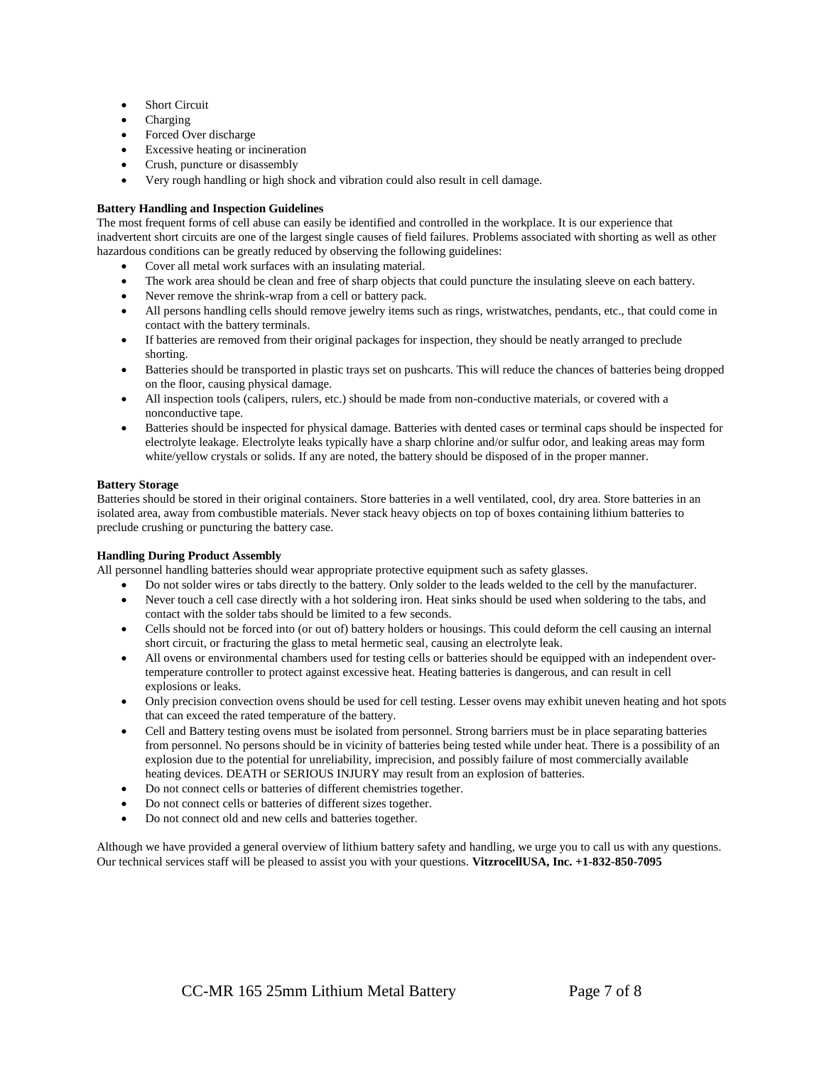- Short Circuit
- Charging
- Forced Over discharge
- Excessive heating or incineration
- Crush, puncture or disassembly
- Very rough handling or high shock and vibration could also result in cell damage.

**Battery Handling and Inspection Guidelines**

The most frequent forms of cell abuse can easily be identified and controlled in the workplace. It is our experience that inadvertent short circuits are one of the largest single causes of field failures. Problems associated with shorting as well as other hazardous conditions can be greatly reduced by observing the following guidelines:

- Cover all metal work surfaces with an insulating material.
- The work area should be clean and free of sharp objects that could puncture the insulating sleeve on each battery.
- Never remove the shrink-wrap from a cell or battery pack.
- All persons handling cells should remove jewelry items such as rings, wristwatches, pendants, etc., that could come in contact with the battery terminals.
- If batteries are removed from their original packages for inspection, they should be neatly arranged to preclude shorting.
- Batteries should be transported in plastic trays set on pushcarts. This will reduce the chances of batteries being dropped on the floor, causing physical damage.
- All inspection tools (calipers, rulers, etc.) should be made from non-conductive materials, or covered with a nonconductive tape.
- Batteries should be inspected for physical damage. Batteries with dented cases or terminal caps should be inspected for electrolyte leakage. Electrolyte leaks typically have a sharp chlorine and/or sulfur odor, and leaking areas may form white/yellow crystals or solids. If any are noted, the battery should be disposed of in the proper manner.

**Battery Storage**

Batteries should be stored in their original containers. Store batteries in a well ventilated, cool, dry area. Store batteries in an isolated area, away from combustible materials. Never stack heavy objects on top of boxes containing lithium batteries to preclude crushing or puncturing the battery case.

**Handling During Product Assembly**

All personnel handling batteries should wear appropriate protective equipment such as safety glasses.

- Do not solder wires or tabs directly to the battery. Only solder to the leads welded to the cell by the manufacturer.
- Never touch a cell case directly with a hot soldering iron. Heat sinks should be used when soldering to the tabs, and contact with the solder tabs should be limited to a few seconds.
- Cells should not be forced into (or out of) battery holders or housings. This could deform the cell causing an internal short circuit, or fracturing the glass to metal hermetic seal, causing an electrolyte leak.
- All ovens or environmental chambers used for testing cells or batteries should be equipped with an independent over-temperature controller to protect against excessive heat. Heating batteries is dangerous, and can result in cell explosions or leaks.
- Only precision convection ovens should be used for cell testing. Lesser ovens may exhibit uneven heating and hot spots that can exceed the rated temperature of the battery.
- Cell and Battery testing ovens must be isolated from personnel. Strong barriers must be in place separating batteries from personnel. No persons should be in vicinity of batteries being tested while under heat. There is a possibility of an explosion due to the potential for unreliability, imprecision, and possibly failure of most commercially available heating devices. DEATH or SERIOUS INJURY may result from an explosion of batteries.
- Do not connect cells or batteries of different chemistries together.
- Do not connect cells or batteries of different sizes together.
- Do not connect old and new cells and batteries together.

Although we have provided a general overview of lithium battery safety and handling, we urge you to call us with any questions. Our technical services staff will be pleased to assist you with your questions. **VitzrocellUSA, Inc. +1-832-850-7095**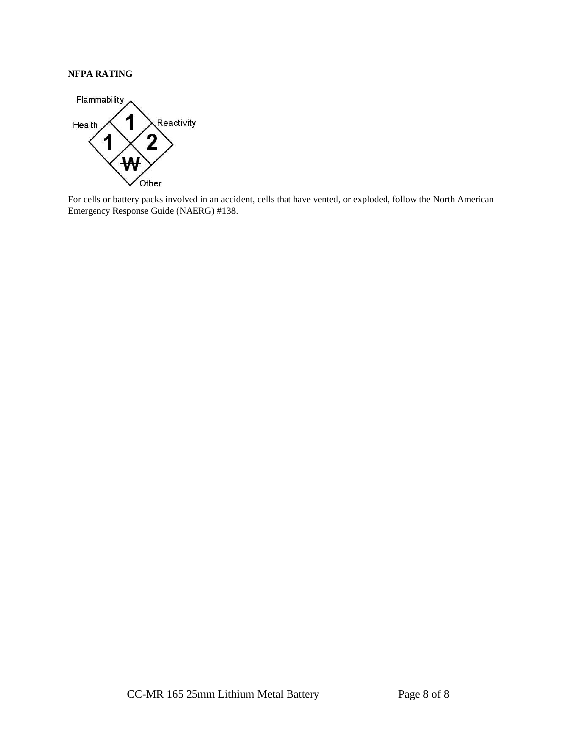**NFPA RATING**

Flammability

1

Health

1

Reactivity

2

W

Other

For cells or battery packs involved in an accident, cells that have vented, or exploded, follow the North American Emergency Response Guide (NAERG) #138.